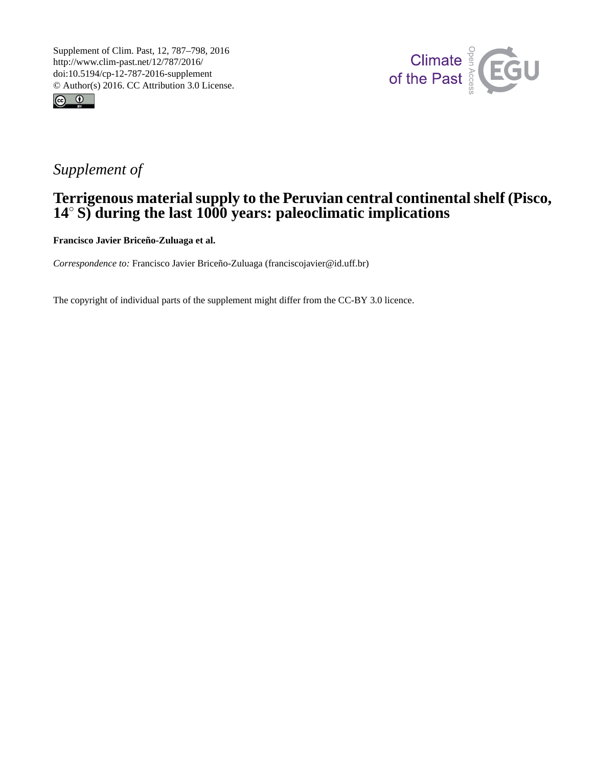Supplement of Clim. Past, 12, 787–798, 2016
http://www.clim-past.net/12/787/2016/
doi:10.5194/cp-12-787-2016-supplement
© Author(s) 2016. CC Attribution 3.0 License.

*Supplement of*

# Terrigenous material supply to the Peruvian central continental shelf (Pisco, 14° S) during the last 1000 years: paleoclimatic implications

**Francisco Javier Briceño-Zuluaga et al.**

*Correspondence to:* Francisco Javier Briceño-Zuluaga (franciscojavier@id.uff.br)

The copyright of individual parts of the supplement might differ from the CC-BY 3.0 licence.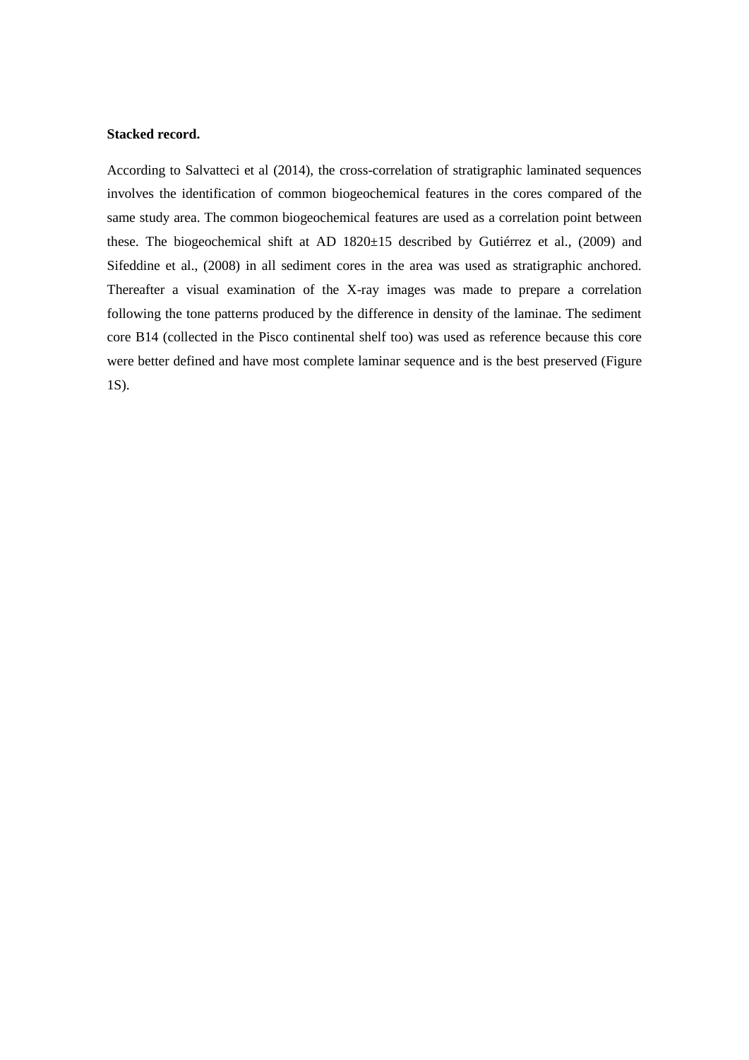**Stacked record.**

According to Salvatteci et al (2014), the cross-correlation of stratigraphic laminated sequences involves the identification of common biogeochemical features in the cores compared of the same study area. The common biogeochemical features are used as a correlation point between these. The biogeochemical shift at AD 1820±15 described by Gutiérrez et al., (2009) and Sifeddine et al., (2008) in all sediment cores in the area was used as stratigraphic anchored. Thereafter a visual examination of the X-ray images was made to prepare a correlation following the tone patterns produced by the difference in density of the laminae. The sediment core B14 (collected in the Pisco continental shelf too) was used as reference because this core were better defined and have most complete laminar sequence and is the best preserved (Figure 1S).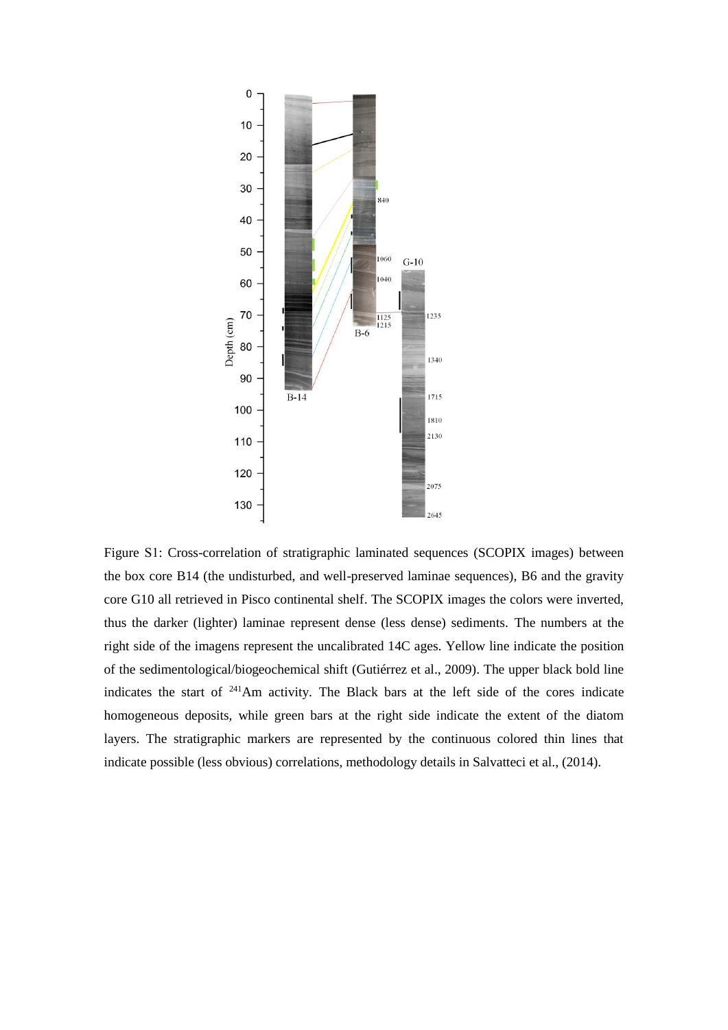Figure S1: Cross-correlation of stratigraphic laminated sequences (SCOPIX images) between the box core B14 (the undisturbed, and well-preserved laminae sequences), B6 and the gravity core G10 all retrieved in Pisco continental shelf. The SCOPIX images the colors were inverted, thus the darker (lighter) laminae represent dense (less dense) sediments. The numbers at the right side of the imagens represent the uncalibrated 14C ages. Yellow line indicate the position of the sedimentological/biogeochemical shift (Gutiérrez et al., 2009). The upper black bold line indicates the start of $^{241}$Am activity. The Black bars at the left side of the cores indicate homogeneous deposits, while green bars at the right side indicate the extent of the diatom layers. The stratigraphic markers are represented by the continuous colored thin lines that indicate possible (less obvious) correlations, methodology details in Salvatteci et al., (2014).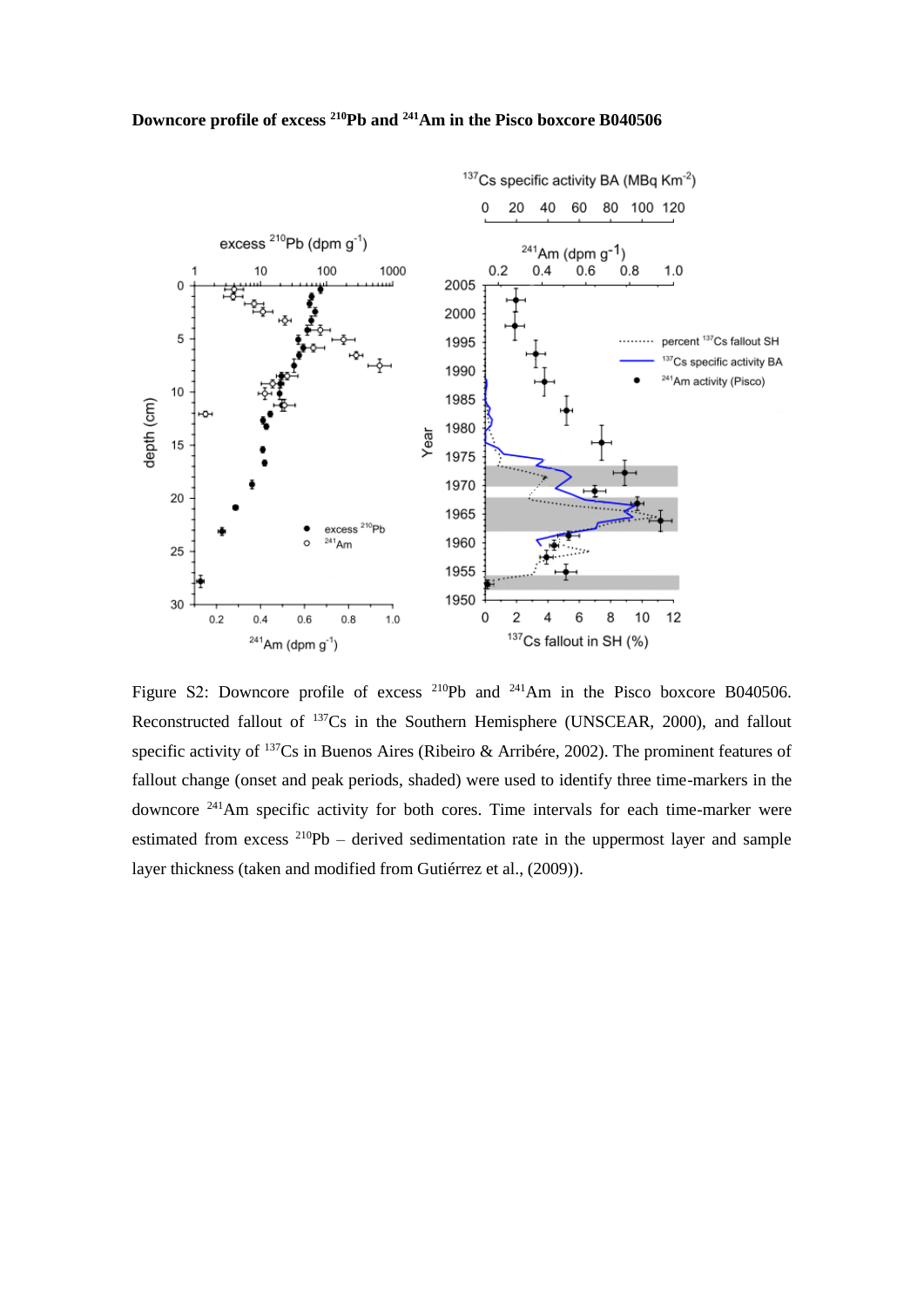**Downcore profile of excess $^{210}Pb$ and $^{241}Am$ in the Pisco boxcore B040506**

Figure S2: Downcore profile of excess $^{210}Pb$ and $^{241}Am$ in the Pisco boxcore B040506. Reconstructed fallout of $^{137}Cs$ in the Southern Hemisphere (UNSCEAR, 2000), and fallout specific activity of $^{137}Cs$ in Buenos Aires (Ribeiro & Arribére, 2002). The prominent features of fallout change (onset and peak periods, shaded) were used to identify three time-markers in the downcore $^{241}Am$ specific activity for both cores. Time intervals for each time-marker were estimated from excess $^{210}Pb$ – derived sedimentation rate in the uppermost layer and sample layer thickness (taken and modified from Gutiérrez et al., (2009)).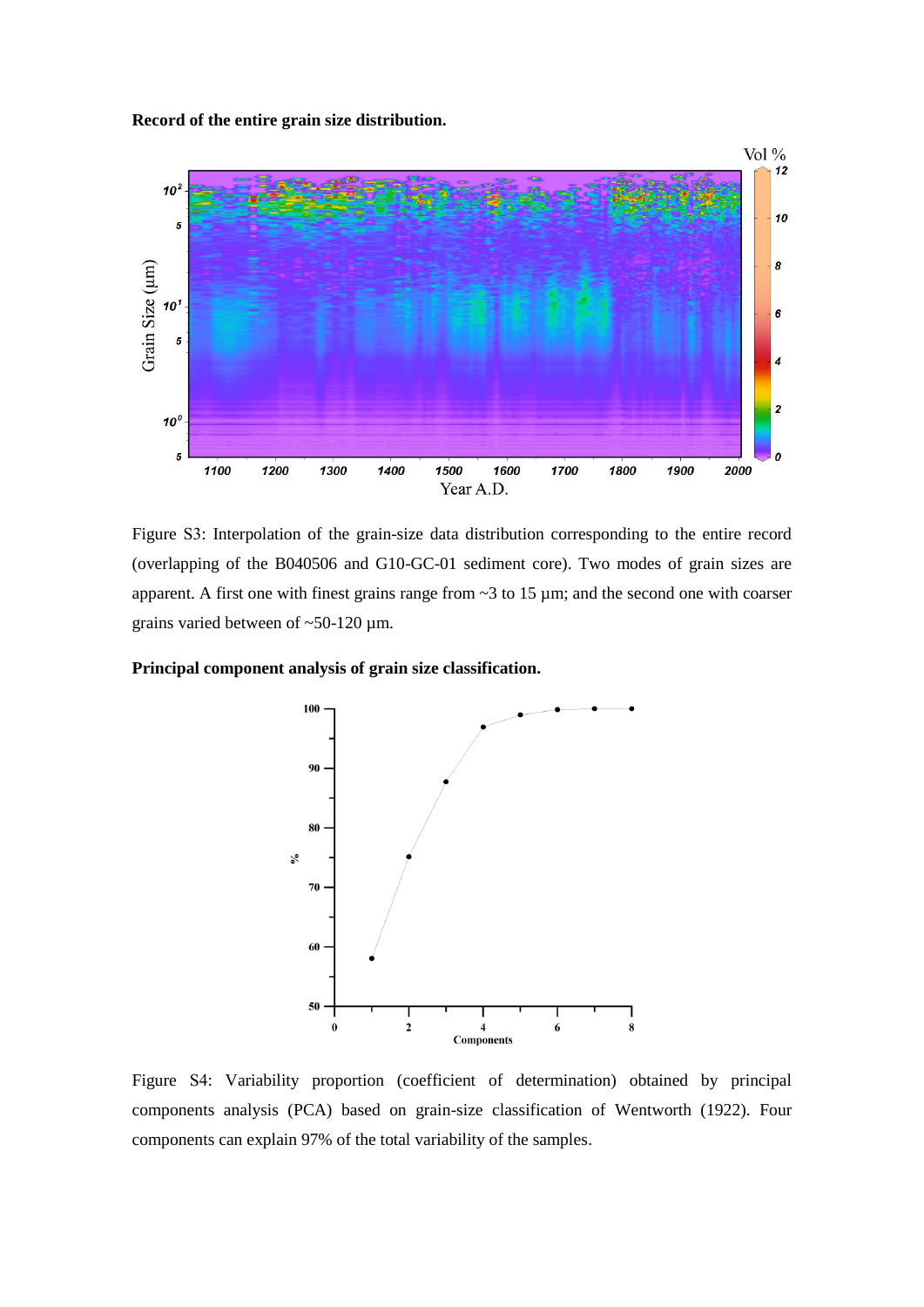**Record of the entire grain size distribution.**

Figure S3: Interpolation of the grain-size data distribution corresponding to the entire record (overlapping of the B040506 and G10-GC-01 sediment core). Two modes of grain sizes are apparent. A first one with finest grains range from ~3 to 15 µm; and the second one with coarser grains varied between of ~50-120 µm.

**Principal component analysis of grain size classification.**

Figure S4: Variability proportion (coefficient of determination) obtained by principal components analysis (PCA) based on grain-size classification of Wentworth (1922). Four components can explain 97% of the total variability of the samples.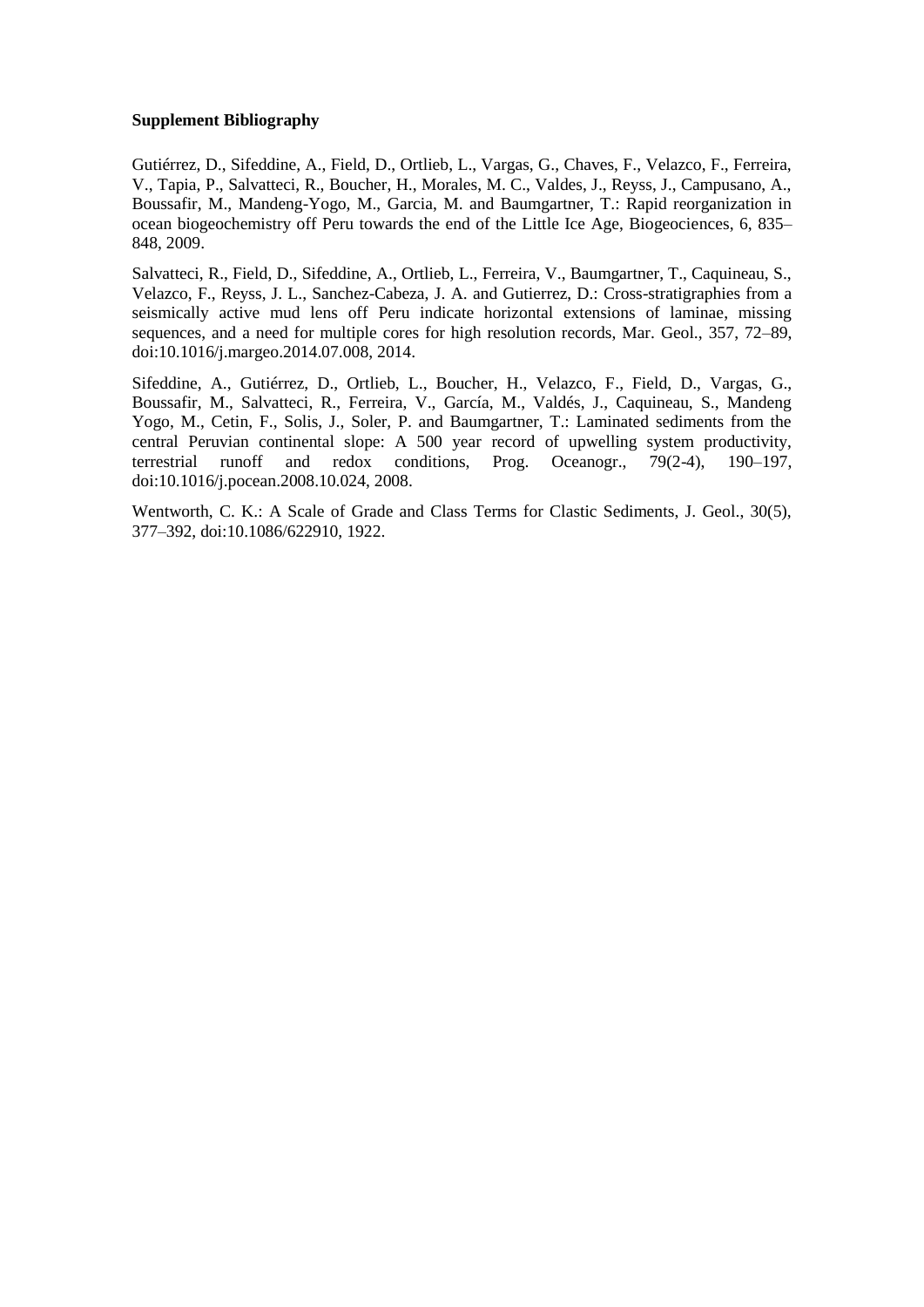**Supplement Bibliography**

Gutiérrez, D., Sifeddine, A., Field, D., Ortlieb, L., Vargas, G., Chaves, F., Velazco, F., Ferreira, V., Tapia, P., Salvatteci, R., Boucher, H., Morales, M. C., Valdes, J., Reyss, J., Campusano, A., Boussafir, M., Mandeng-Yogo, M., Garcia, M. and Baumgartner, T.: Rapid reorganization in ocean biogeochemistry off Peru towards the end of the Little Ice Age, Biogeociences, 6, 835–848, 2009.

Salvatteci, R., Field, D., Sifeddine, A., Ortlieb, L., Ferreira, V., Baumgartner, T., Caquineau, S., Velazco, F., Reyss, J. L., Sanchez-Cabeza, J. A. and Gutierrez, D.: Cross-stratigraphies from a seismically active mud lens off Peru indicate horizontal extensions of laminae, missing sequences, and a need for multiple cores for high resolution records, Mar. Geol., 357, 72–89, doi:10.1016/j.margeo.2014.07.008, 2014.

Sifeddine, A., Gutiérrez, D., Ortlieb, L., Boucher, H., Velazco, F., Field, D., Vargas, G., Boussafir, M., Salvatteci, R., Ferreira, V., García, M., Valdés, J., Caquineau, S., Mandeng Yogo, M., Cetin, F., Solis, J., Soler, P. and Baumgartner, T.: Laminated sediments from the central Peruvian continental slope: A 500 year record of upwelling system productivity, terrestrial runoff and redox conditions, Prog. Oceanogr., 79(2-4), 190–197, doi:10.1016/j.pocean.2008.10.024, 2008.

Wentworth, C. K.: A Scale of Grade and Class Terms for Clastic Sediments, J. Geol., 30(5), 377–392, doi:10.1086/622910, 1922.